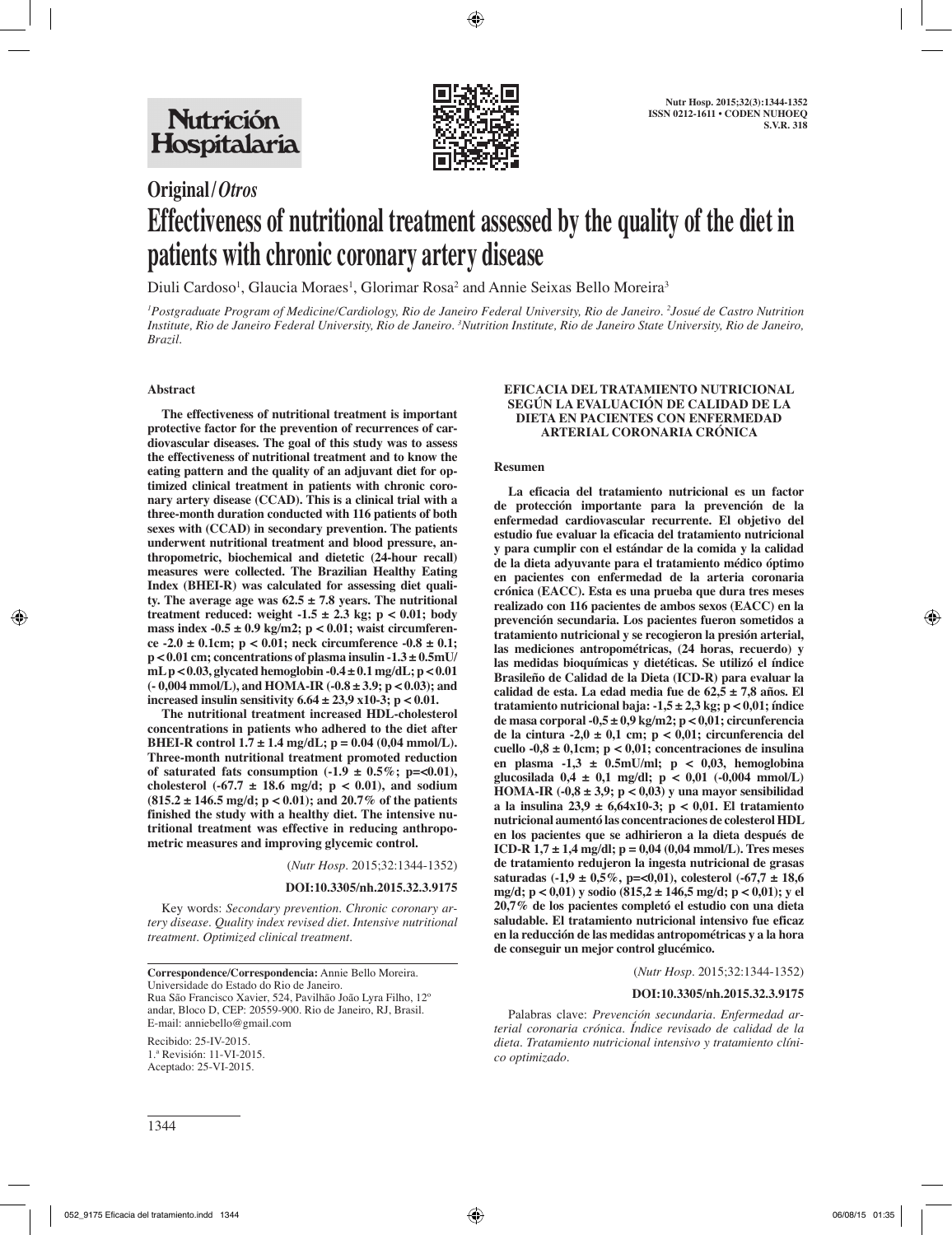**Original / *Otros***

# Effectiveness of nutritional treatment assessed by the quality of the diet in patients with chronic coronary artery disease

Diuli Cardoso[1], Glaucia Moraes[1], Glorimar Rosa[2] and Annie Seixas Bello Moreira[3]

*[1]Postgraduate Program of Medicine/Cardiology, Rio de Janeiro Federal University, Rio de Janeiro. [2]Josué de Castro Nutrition Institute, Rio de Janeiro Federal University, Rio de Janeiro. [3]Nutrition Institute, Rio de Janeiro State University, Rio de Janeiro, Brazil.*

## Abstract

**The effectiveness of nutritional treatment is important protective factor for the prevention of recurrences of cardiovascular diseases. The goal of this study was to assess the effectiveness of nutritional treatment and to know the eating pattern and the quality of an adjuvant diet for optimized clinical treatment in patients with chronic coronary artery disease (CCAD). This is a clinical trial with a three-month duration conducted with 116 patients of both sexes with (CCAD) in secondary prevention. The patients underwent nutritional treatment and blood pressure, anthropometric, biochemical and dietetic (24-hour recall) measures were collected. The Brazilian Healthy Eating Index (BHEI-R) was calculated for assessing diet quality. The average age was 62.5 ± 7.8 years. The nutritional treatment reduced: weight -1.5 ± 2.3 kg; $p < 0.01$; body mass index -0.5 ± 0.9 kg/m2; $p < 0.01$; waist circumference -2.0 ± 0.1cm; $p < 0.01$; neck circumference -0.8 ± 0.1; $p < 0.01$ cm; concentrations of plasma insulin -1.3 ± 0.5mU/mL $p < 0.03$, glycated hemoglobin -0.4 ± 0.1 mg/dL; $p < 0.01$ (- 0,004 mmol/L), and HOMA-IR (-0.8 ± 3.9; $p < 0.03$); and increased insulin sensitivity 6.64 ± 23,9 x10-3; $p < 0.01$.**

**The nutritional treatment increased HDL-cholesterol concentrations in patients who adhered to the diet after BHEI-R control 1.7 ± 1.4 mg/dL; $p = 0.04$ (0,04 mmol/L). Three-month nutritional treatment promoted reduction of saturated fats consumption (-1.9 ± 0.5%; p=<0.01), cholesterol (-67.7 ± 18.6 mg/d; $p < 0.01$), and sodium (815.2 ± 146.5 mg/d; $p < 0.01$); and 20.7% of the patients finished the study with a healthy diet. The intensive nutritional treatment was effective in reducing anthropometric measures and improving glycemic control.**

(*Nutr Hosp*. 2015;32:1344-1352)

**DOI:10.3305/nh.2015.32.3.9175**

Key words: *Secondary prevention. Chronic coronary artery disease. Quality index revised diet. Intensive nutritional treatment. Optimized clinical treatment.*

**EFICACIA DEL TRATAMIENTO NUTRICIONAL SEGÚN LA EVALUACIÓN DE CALIDAD DE LA DIETA EN PACIENTES CON ENFERMEDAD ARTERIAL CORONARIA CRÓNICA**

## Resumen

**La eficacia del tratamiento nutricional es un factor de protección importante para la prevención de la enfermedad cardiovascular recurrente. El objetivo del estudio fue evaluar la eficacia del tratamiento nutricional y para cumplir con el estándar de la comida y la calidad de la dieta adyuvante para el tratamiento médico óptimo en pacientes con enfermedad de la arteria coronaria crónica (EACC). Esta es una prueba que dura tres meses realizado con 116 pacientes de ambos sexos (EACC) en la prevención secundaria. Los pacientes fueron sometidos a tratamiento nutricional y se recogieron la presión arterial, las mediciones antropométricas, (24 horas, recuerdo) y las medidas bioquímicas y dietéticas. Se utilizó el índice Brasileño de Calidad de la Dieta (ICD-R) para evaluar la calidad de esta. La edad media fue de 62,5 ± 7,8 años. El tratamiento nutricional baja: -1,5 ± 2,3 kg; p < 0,01; índice de masa corporal -0,5 ± 0,9 kg/m2; p < 0,01; circunferencia de la cintura -2,0 ± 0,1 cm; p < 0,01; circunferencia del cuello -0,8 ± 0,1cm; p < 0,01; concentraciones de insulina en plasma -1,3 ± 0.5mU/ml; p < 0,03, hemoglobina glucosilada 0,4 ± 0,1 mg/dl; p < 0,01 (-0,004 mmol/L) HOMA-IR (-0,8 ± 3,9; p < 0,03) y una mayor sensibilidad a la insulina 23,9 ± 6,64x10-3; p < 0,01. El tratamiento nutricional aumentó las concentraciones de colesterol HDL en los pacientes que se adhirieron a la dieta después de ICD-R 1,7 ± 1,4 mg/dl; p = 0,04 (0,04 mmol/L). Tres meses de tratamiento redujeron la ingesta nutricional de grasas saturadas (-1,9 ± 0,5%, p=<0,01), colesterol (-67,7 ± 18,6 mg/d; p < 0,01) y sodio (815,2 ± 146,5 mg/d; p < 0,01); y el 20,7% de los pacientes completó el estudio con una dieta saludable. El tratamiento nutricional intensivo fue eficaz en la reducción de las medidas antropométricas y a la hora de conseguir un mejor control glucémico.**

(*Nutr Hosp*. 2015;32:1344-1352)

**DOI:10.3305/nh.2015.32.3.9175**

Palabras clave: *Prevención secundaria. Enfermedad arterial coronaria crónica. Índice revisado de calidad de la dieta. Tratamiento nutricional intensivo y tratamiento clínico optimizado.*

---

**Correspondence/Correspondencia:** Annie Bello Moreira.
Universidade do Estado do Rio de Janeiro.
Rua São Francisco Xavier, 524, Pavilhão João Lyra Filho, 12º andar, Bloco D, CEP: 20559-900. Rio de Janeiro, RJ, Brasil.
E-mail: anniebello@gmail.com

Recibido: 25-IV-2015.
1.ª Revisión: 11-VI-2015.
Aceptado: 25-VI-2015.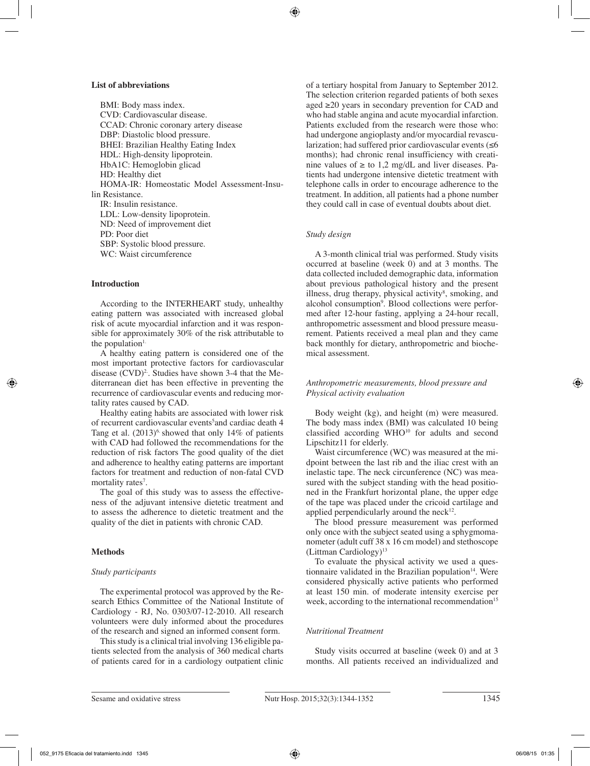**List of abbreviations**

BMI: Body mass index.
CVD: Cardiovascular disease.
CCAD: Chronic coronary artery disease
DBP: Diastolic blood pressure.
BHEI: Brazilian Healthy Eating Index
HDL: High-density lipoprotein.
HbA1C: Hemoglobin glicad
HD: Healthy diet
HOMA-IR: Homeostatic Model Assessment-Insulin Resistance.
IR: Insulin resistance.
LDL: Low-density lipoprotein.
ND: Need of improvement diet
PD: Poor diet
SBP: Systolic blood pressure.
WC: Waist circumference

## Introduction

According to the INTERHEART study, unhealthy eating pattern was associated with increased global risk of acute myocardial infarction and it was responsible for approximately 30% of the risk attributable to the population[1].

A healthy eating pattern is considered one of the most important protective factors for cardiovascular disease (CVD)[2]. Studies have shown 3-4 that the Mediterranean diet has been effective in preventing the recurrence of cardiovascular events and reducing mortality rates caused by CAD.

Healthy eating habits are associated with lower risk of recurrent cardiovascular events[5]and cardiac death 4 Tang et al. (2013)[6] showed that only 14% of patients with CAD had followed the recommendations for the reduction of risk factors The good quality of the diet and adherence to healthy eating patterns are important factors for treatment and reduction of non-fatal CVD mortality rates[7].

The goal of this study was to assess the effectiveness of the adjuvant intensive dietetic treatment and to assess the adherence to dietetic treatment and the quality of the diet in patients with chronic CAD.

## Methods

### *Study participants*

The experimental protocol was approved by the Research Ethics Committee of the National Institute of Cardiology - RJ, No. 0303/07-12-2010. All research volunteers were duly informed about the procedures of the research and signed an informed consent form.

This study is a clinical trial involving 136 eligible patients selected from the analysis of 360 medical charts of patients cared for in a cardiology outpatient clinic of a tertiary hospital from January to September 2012. The selection criterion regarded patients of both sexes aged ≥20 years in secondary prevention for CAD and who had stable angina and acute myocardial infarction. Patients excluded from the research were those who: had undergone angioplasty and/or myocardial revascularization; had suffered prior cardiovascular events (≤6 months); had chronic renal insufficiency with creatinine values of ≥ to 1,2 mg/dL and liver diseases. Patients had undergone intensive dietetic treatment with telephone calls in order to encourage adherence to the treatment. In addition, all patients had a phone number they could call in case of eventual doubts about diet.

### *Study design*

A 3-month clinical trial was performed. Study visits occurred at baseline (week 0) and at 3 months. The data collected included demographic data, information about previous pathological history and the present illness, drug therapy, physical activity[8], smoking, and alcohol consumption[9]. Blood collections were performed after 12-hour fasting, applying a 24-hour recall, anthropometric assessment and blood pressure measurement. Patients received a meal plan and they came back monthly for dietary, anthropometric and biochemical assessment.

### *Anthropometric measurements, blood pressure and Physical activity evaluation*

Body weight (kg), and height (m) were measured. The body mass index (BMI) was calculated 10 being classified according WHO[10] for adults and second Lipschitz11 for elderly.

Waist circumference (WC) was measured at the midpoint between the last rib and the iliac crest with an inelastic tape. The neck circumference (NC) was measured with the subject standing with the head positioned in the Frankfurt horizontal plane, the upper edge of the tape was placed under the cricoid cartilage and applied perpendicularly around the neck[12].

The blood pressure measurement was performed only once with the subject seated using a sphygmomanometer (adult cuff 38 x 16 cm model) and stethoscope (Littman Cardiology)[13]

To evaluate the physical activity we used a questionnaire validated in the Brazilian population[14]. Were considered physically active patients who performed at least 150 min. of moderate intensity exercise per week, according to the international recommendation[15]

### *Nutritional Treatment*

Study visits occurred at baseline (week 0) and at 3 months. All patients received an individualized and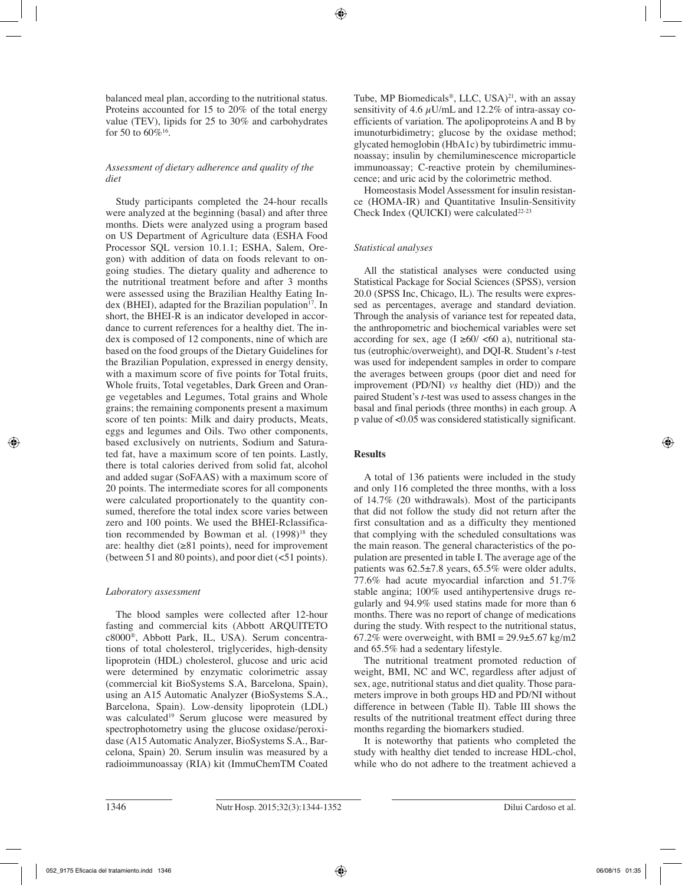balanced meal plan, according to the nutritional status. Proteins accounted for 15 to 20% of the total energy value (TEV), lipids for 25 to 30% and carbohydrates for 50 to 60%[16].

### *Assessment of dietary adherence and quality of the diet*

Study participants completed the 24-hour recalls were analyzed at the beginning (basal) and after three months. Diets were analyzed using a program based on US Department of Agriculture data (ESHA Food Processor SQL version 10.1.1; ESHA, Salem, Oregon) with addition of data on foods relevant to ongoing studies. The dietary quality and adherence to the nutritional treatment before and after 3 months were assessed using the Brazilian Healthy Eating Index (BHEI), adapted for the Brazilian population[17]. In short, the BHEI-R is an indicator developed in accordance to current references for a healthy diet. The index is composed of 12 components, nine of which are based on the food groups of the Dietary Guidelines for the Brazilian Population, expressed in energy density, with a maximum score of five points for Total fruits, Whole fruits, Total vegetables, Dark Green and Orange vegetables and Legumes, Total grains and Whole grains; the remaining components present a maximum score of ten points: Milk and dairy products, Meats, eggs and legumes and Oils. Two other components, based exclusively on nutrients, Sodium and Saturated fat, have a maximum score of ten points. Lastly, there is total calories derived from solid fat, alcohol and added sugar (SoFAAS) with a maximum score of 20 points. The intermediate scores for all components were calculated proportionately to the quantity consumed, therefore the total index score varies between zero and 100 points. We used the BHEI-Rclassification recommended by Bowman et al. (1998)[18] they are: healthy diet (≥81 points), need for improvement (between 51 and 80 points), and poor diet (<51 points).

### *Laboratory assessment*

The blood samples were collected after 12-hour fasting and commercial kits (Abbott ARQUITETO c8000®, Abbott Park, IL, USA). Serum concentrations of total cholesterol, triglycerides, high-density lipoprotein (HDL) cholesterol, glucose and uric acid were determined by enzymatic colorimetric assay (commercial kit BioSystems S.A, Barcelona, Spain), using an A15 Automatic Analyzer (BioSystems S.A., Barcelona, Spain). Low-density lipoprotein (LDL) was calculated[19] Serum glucose were measured by spectrophotometry using the glucose oxidase/peroxidase (A15 Automatic Analyzer, BioSystems S.A., Barcelona, Spain) 20. Serum insulin was measured by a radioimmunoassay (RIA) kit (ImmuChemTM Coated Tube, MP Biomedicals®, LLC, USA)[21], with an assay sensitivity of 4.6 μU/mL and 12.2% of intra-assay coefficients of variation. The apolipoproteins A and B by imunoturbidimetry; glucose by the oxidase method; glycated hemoglobin (HbA1c) by tubirdimetric immunoassay; insulin by chemiluminescence microparticle immunoassay; C-reactive protein by chemiluminescence; and uric acid by the colorimetric method.

Homeostasis Model Assessment for insulin resistance (HOMA-IR) and Quantitative Insulin-Sensitivity Check Index (QUICKI) were calculated[22-23]

### *Statistical analyses*

All the statistical analyses were conducted using Statistical Package for Social Sciences (SPSS), version 20.0 (SPSS Inc, Chicago, IL). The results were expressed as percentages, average and standard deviation. Through the analysis of variance test for repeated data, the anthropometric and biochemical variables were set according for sex, age (I ≥60/ <60 a), nutritional status (eutrophic/overweight), and DQI-R. Student's *t*-test was used for independent samples in order to compare the averages between groups (poor diet and need for improvement (PD/NI) *vs* healthy diet (HD)) and the paired Student's *t*-test was used to assess changes in the basal and final periods (three months) in each group. A p value of <0.05 was considered statistically significant.

## **Results**

A total of 136 patients were included in the study and only 116 completed the three months, with a loss of 14.7% (20 withdrawals). Most of the participants that did not follow the study did not return after the first consultation and as a difficulty they mentioned that complying with the scheduled consultations was the main reason. The general characteristics of the population are presented in table I. The average age of the patients was 62.5±7.8 years, 65.5% were older adults, 77.6% had acute myocardial infarction and 51.7% stable angina; 100% used antihypertensive drugs regularly and 94.9% used statins made for more than 6 months. There was no report of change of medications during the study. With respect to the nutritional status, 67.2% were overweight, with BMI = 29.9±5.67 kg/m2 and 65.5% had a sedentary lifestyle.

The nutritional treatment promoted reduction of weight, BMI, NC and WC, regardless after adjust of sex, age, nutritional status and diet quality. Those parameters improve in both groups HD and PD/NI without difference in between (Table II). Table III shows the results of the nutritional treatment effect during three months regarding the biomarkers studied.

It is noteworthy that patients who completed the study with healthy diet tended to increase HDL-chol, while who do not adhere to the treatment achieved a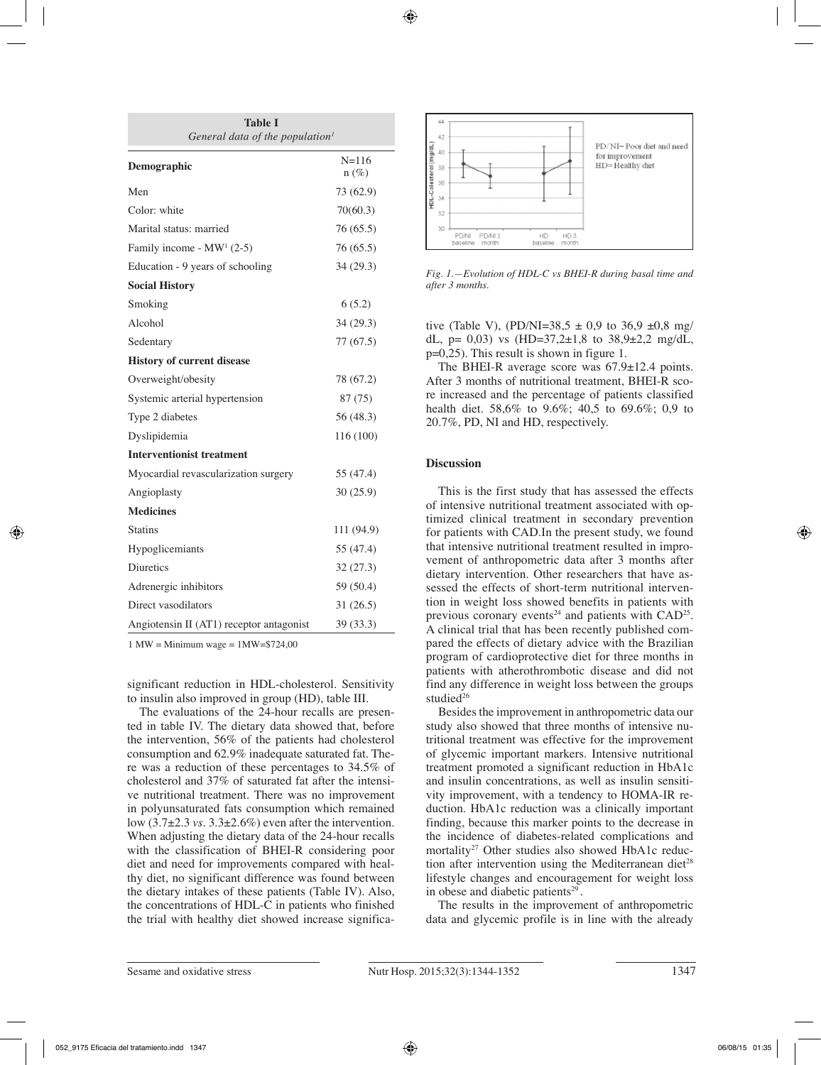**Table I**
*General data of the population[1]*

| Demographic | N=116 n (%) |
|---|---|
| Men | 73 (62.9) |
| Color: white | 70(60.3) |
| Marital status: married | 76 (65.5) |
| Family income - MW[1] (2-5) | 76 (65.5) |
| Education - 9 years of schooling | 34 (29.3) |
| **Social History** | |
| Smoking | 6 (5.2) |
| Alcohol | 34 (29.3) |
| Sedentary | 77 (67.5) |
| **History of current disease** | |
| Overweight/obesity | 78 (67.2) |
| Systemic arterial hypertension | 87 (75) |
| Type 2 diabetes | 56 (48.3) |
| Dyslipidemia | 116 (100) |
| **Interventionist treatment** | |
| Myocardial revascularization surgery | 55 (47.4) |
| Angioplasty | 30 (25.9) |
| **Medicines** | |
| Statins | 111 (94.9) |
| Hypoglicemiants | 55 (47.4) |
| Diuretics | 32 (27.3) |
| Adrenergic inhibitors | 59 (50.4) |
| Direct vasodilators | 31 (26.5) |
| Angiotensin II (AT1) receptor antagonist | 39 (33.3) |

1 MW = Minimum wage = 1MW=$724,00

significant reduction in HDL-cholesterol. Sensitivity to insulin also improved in group (HD), table III.

The evaluations of the 24-hour recalls are presented in table IV. The dietary data showed that, before the intervention, 56% of the patients had cholesterol consumption and 62.9% inadequate saturated fat. There was a reduction of these percentages to 34.5% of cholesterol and 37% of saturated fat after the intensive nutritional treatment. There was no improvement in polyunsaturated fats consumption which remained low (3.7±2.3 *vs*. 3.3±2.6%) even after the intervention. When adjusting the dietary data of the 24-hour recalls with the classification of BHEI-R considering poor diet and need for improvements compared with healthy diet, no significant difference was found between the dietary intakes of these patients (Table IV). Also, the concentrations of HDL-C in patients who finished the trial with healthy diet showed increase significative (Table V), (PD/NI=38,5 ± 0,9 to 36,9 ±0,8 mg/dL, p= 0,03) vs (HD=37,2±1,8 to 38,9±2,2 mg/dL, p=0,25). This result is shown in figure 1.

*Fig. 1.—Evolution of HDL-C vs BHEI-R during basal time and after 3 months.*

The BHEI-R average score was 67.9±12.4 points. After 3 months of nutritional treatment, BHEI-R score increased and the percentage of patients classified health diet. 58,6% to 9.6%; 40,5 to 69.6%; 0,9 to 20.7%, PD, NI and HD, respectively.

## Discussion

This is the first study that has assessed the effects of intensive nutritional treatment associated with optimized clinical treatment in secondary prevention for patients with CAD.In the present study, we found that intensive nutritional treatment resulted in improvement of anthropometric data after 3 months after dietary intervention. Other researchers that have assessed the effects of short-term nutritional intervention in weight loss showed benefits in patients with previous coronary events[24] and patients with CAD[25]. A clinical trial that has been recently published compared the effects of dietary advice with the Brazilian program of cardioprotective diet for three months in patients with atherothrombotic disease and did not find any difference in weight loss between the groups studied[26]

Besides the improvement in anthropometric data our study also showed that three months of intensive nutritional treatment was effective for the improvement of glycemic important markers. Intensive nutritional treatment promoted a significant reduction in HbA1c and insulin concentrations, as well as insulin sensitivity improvement, with a tendency to HOMA-IR reduction. HbA1c reduction was a clinically important finding, because this marker points to the decrease in the incidence of diabetes-related complications and mortality[27] Other studies also showed HbA1c reduction after intervention using the Mediterranean diet[28] lifestyle changes and encouragement for weight loss in obese and diabetic patients[29].

The results in the improvement of anthropometric data and glycemic profile is in line with the already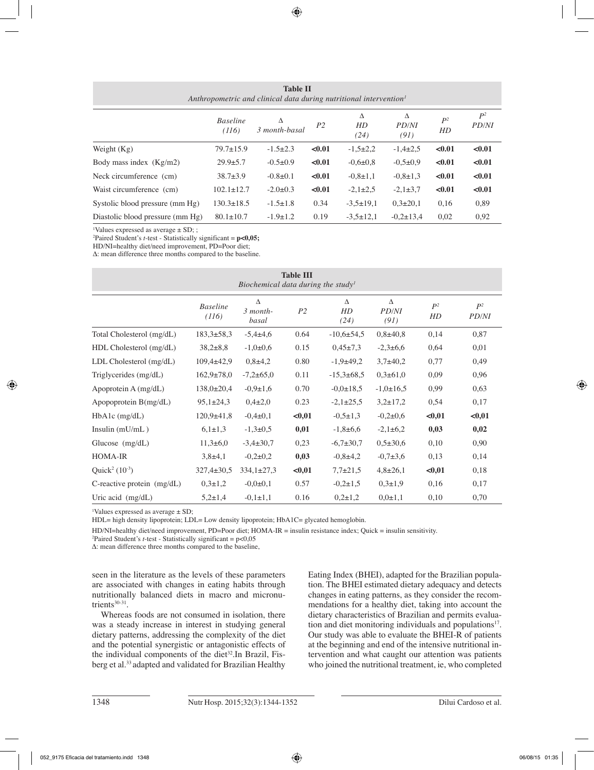**Table II**
*Anthropometric and clinical data during nutritional intervention*[1]

| | *Baseline (116)* | *Δ 3 month-basal* | *P2* | *Δ HD (24)* | *Δ PD/NI (91)* | *P*[2] *HD* | *P*[2] *PD/NI* |
|---|---|---|---|---|---|---|---|
| Weight (Kg) | 79.7±15.9 | -1.5±2.3 | **<0.01** | -1,5±2,2 | -1,4±2,5 | **<0.01** | **<0.01** |
| Body mass index (Kg/m2) | 29.9±5.7 | -0.5±0.9 | **<0.01** | -0,6±0,8 | -0,5±0,9 | **<0.01** | **<0.01** |
| Neck circumference (cm) | 38.7±3.9 | -0.8±0.1 | **<0.01** | -0,8±1,1 | -0,8±1,3 | **<0.01** | **<0.01** |
| Waist circumference (cm) | 102.1±12.7 | -2.0±0.3 | **<0.01** | -2,1±2,5 | -2,1±3,7 | **<0.01** | **<0.01** |
| Systolic blood pressure (mm Hg) | 130.3±18.5 | -1.5±1.8 | 0.34 | -3,5±19,1 | 0,3±20,1 | 0,16 | 0,89 |
| Diastolic blood pressure (mm Hg) | 80.1±10.7 | -1.9±1.2 | 0.19 | -3,5±12,1 | -0,2±13,4 | 0,02 | 0,92 |

[1]Values expressed as average ± SD; ;
[2]Paired Student's *t*-test - Statistically significant = **p<0,05;**
HD/NI=healthy diet/need improvement, PD=Poor diet;
Δ: mean difference three months compared to the baseline.

**Table III**
*Biochemical data during the study*[1]

| | *Baseline (116)* | *Δ 3 month-basal* | *P2* | *Δ HD (24)* | *Δ PD/NI (91)* | *P*[2] *HD* | *P*[2] *PD/NI* |
|---|---|---|---|---|---|---|---|
| Total Cholesterol (mg/dL) | 183,3±58,3 | -5,4±4,6 | 0.64 | -10,6±54,5 | 0,8±40,8 | 0,14 | 0,87 |
| HDL Cholesterol (mg/dL) | 38,2±8,8 | -1,0±0,6 | 0.15 | 0,45±7,3 | -2,3±6,6 | 0,64 | 0,01 |
| LDL Cholesterol (mg/dL) | 109,4±42,9 | 0,8±4,2 | 0.80 | -1,9±49,2 | 3,7±40,2 | 0,77 | 0,49 |
| Triglycerides (mg/dL) | 162,9±78,0 | -7,2±65,0 | 0.11 | -15,3±68,5 | 0,3±61,0 | 0,09 | 0,96 |
| Apoprotein A (mg/dL) | 138,0±20,4 | -0,9±1,6 | 0.70 | -0,0±18,5 | -1,0±16,5 | 0,99 | 0,63 |
| Apopoprotein B(mg/dL) | 95,1±24,3 | 0,4±2,0 | 0.23 | -2,1±25,5 | 3,2±17,2 | 0,54 | 0,17 |
| HbA1c (mg/dL) | 120,9±41,8 | -0,4±0,1 | **<0,01** | -0,5±1,3 | -0,2±0,6 | **<0,01** | **<0,01** |
| Insulin (mU/mL ) | 6,1±1,3 | -1,3±0,5 | **0,01** | -1,8±6,6 | -2,1±6,2 | **0,03** | **0,02** |
| Glucose (mg/dL) | 11,3±6,0 | -3,4±30,7 | 0,23 | -6,7±30,7 | 0,5±30,6 | 0,10 | 0,90 |
| HOMA-IR | 3,8±4,1 | -0,2±0,2 | **0,03** | -0,8±4,2 | -0,7±3,6 | 0,13 | 0,14 |
| Quick[2] ($10^{-3}$) | 327,4±30,5 | 334,1±27,3 | **<0,01** | 7,7±21,5 | 4,8±26,1 | **<0,01** | 0,18 |
| C-reactive protein (mg/dL) | 0,3±1,2 | -0,0±0,1 | 0.57 | -0,2±1,5 | 0,3±1,9 | 0,16 | 0,17 |
| Uric acid (mg/dL) | 5,2±1,4 | -0,1±1,1 | 0.16 | 0,2±1,2 | 0,0±1,1 | 0,10 | 0,70 |

[1]Values expressed as average ± SD;
HDL= high density lipoprotein; LDL= Low density lipoprotein; HbA1C= glycated hemoglobin.
HD/NI=healthy diet/need improvement, PD=Poor diet; HOMA-IR = insulin resistance index; Quick = insulin sensitivity.
[2]Paired Student's *t*-test - Statistically significant = p<0,05
Δ: mean difference three months compared to the baseline,

seen in the literature as the levels of these parameters are associated with changes in eating habits through nutritionally balanced diets in macro and micronutrients[30-31].

Whereas foods are not consumed in isolation, there was a steady increase in interest in studying general dietary patterns, addressing the complexity of the diet and the potential synergistic or antagonistic effects of the individual components of the diet[32].In Brazil, Fisberg et al.[33] adapted and validated for Brazilian Healthy Eating Index (BHEI), adapted for the Brazilian population. The BHEI estimated dietary adequacy and detects changes in eating patterns, as they consider the recommendations for a healthy diet, taking into account the dietary characteristics of Brazilian and permits evaluation and diet monitoring individuals and populations[17]. Our study was able to evaluate the BHEI-R of patients at the beginning and end of the intensive nutritional intervention and what caught our attention was patients who joined the nutritional treatment, ie, who completed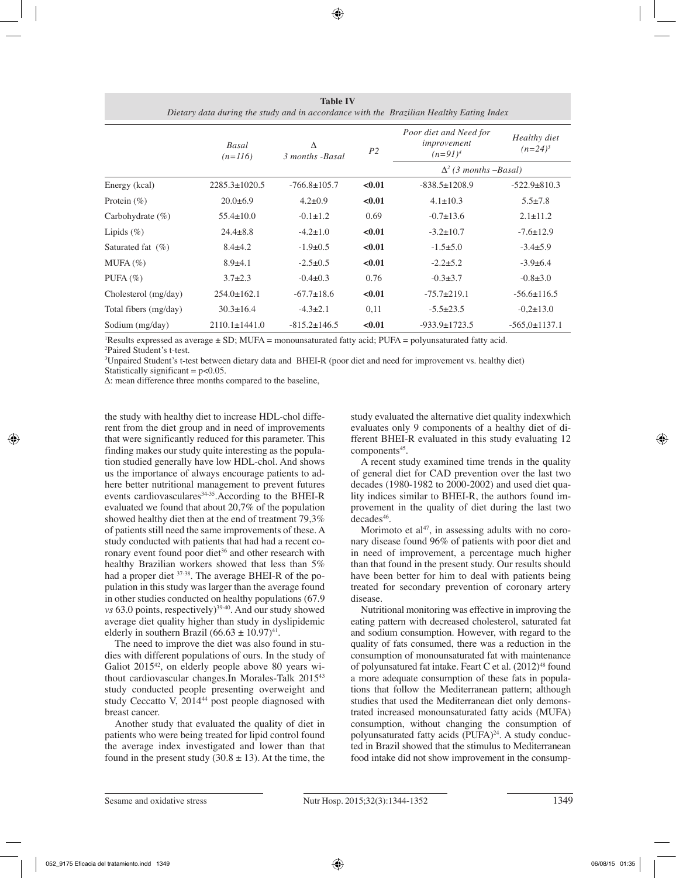**Table IV**
*Dietary data during the study and in accordance with the Brazilian Healthy Eating Index*

| | *Basal (n=116)* | *Δ 3 months -Basal* | *P2* | *Poor diet and Need for improvement (n=91)[4]* | *Healthy diet (n=24)[3]* |
|---|---|---|---|---|---|
| | | | | *Δ[2] (3 months –Basal)* | |
| Energy (kcal) | 2285.3±1020.5 | -766.8±105.7 | **<0.01** | -838.5±1208.9 | -522.9±810.3 |
| Protein (%) | 20.0±6.9 | 4.2±0.9 | **<0.01** | 4.1±10.3 | 5.5±7.8 |
| Carbohydrate (%) | 55.4±10.0 | -0.1±1.2 | 0.69 | -0.7±13.6 | 2.1±11.2 |
| Lipids (%) | 24.4±8.8 | -4.2±1.0 | **<0.01** | -3.2±10.7 | -7.6±12.9 |
| Saturated fat (%) | 8.4±4.2 | -1.9±0.5 | **<0.01** | -1.5±5.0 | -3.4±5.9 |
| MUFA (%) | 8.9±4.1 | -2.5±0.5 | **<0.01** | -2.2±5.2 | -3.9±6.4 |
| PUFA (%) | 3.7±2.3 | -0.4±0.3 | 0.76 | -0.3±3.7 | -0.8±3.0 |
| Cholesterol (mg/day) | 254.0±162.1 | -67.7±18.6 | **<0.01** | -75.7±219.1 | -56.6±116.5 |
| Total fibers (mg/day) | 30.3±16.4 | -4.3±2.1 | 0,11 | -5.5±23.5 | -0,2±13.0 |
| Sodium (mg/day) | 2110.1±1441.0 | -815.2±146.5 | **<0.01** | -933.9±1723.5 | -565,0±1137.1 |

[1]Results expressed as average ± SD; MUFA = monounsaturated fatty acid; PUFA = polyunsaturated fatty acid.
[2]Paired Student's t-test.
[3]Unpaired Student's t-test between dietary data and BHEI-R (poor diet and need for improvement vs. healthy diet)
Statistically significant = p<0.05.
Δ: mean difference three months compared to the baseline,

the study with healthy diet to increase HDL-chol different from the diet group and in need of improvements that were significantly reduced for this parameter. This finding makes our study quite interesting as the population studied generally have low HDL-chol. And shows us the importance of always encourage patients to adhere better nutritional management to prevent futures events cardiovasculares[34-35].According to the BHEI-R evaluated we found that about 20,7% of the population showed healthy diet then at the end of treatment 79,3% of patients still need the same improvements of these. A study conducted with patients that had had a recent coronary event found poor diet[36] and other research with healthy Brazilian workers showed that less than 5% had a proper diet [37-38]. The average BHEI-R of the population in this study was larger than the average found in other studies conducted on healthy populations (67.9 *vs* 63.0 points, respectively)[39-40]. And our study showed average diet quality higher than study in dyslipidemic elderly in southern Brazil (66.63 ± 10.97)[41].

The need to improve the diet was also found in studies with different populations of ours. In the study of Galiot 2015[42], on elderly people above 80 years without cardiovascular changes.In Morales-Talk 2015[43] study conducted people presenting overweight and study Ceccatto V, 2014[44] post people diagnosed with breast cancer.

Another study that evaluated the quality of diet in patients who were being treated for lipid control found the average index investigated and lower than that found in the present study (30.8 ± 13). At the time, the study evaluated the alternative diet quality indexwhich evaluates only 9 components of a healthy diet of different BHEI-R evaluated in this study evaluating 12 components[45].

A recent study examined time trends in the quality of general diet for CAD prevention over the last two decades (1980-1982 to 2000-2002) and used diet quality indices similar to BHEI-R, the authors found improvement in the quality of diet during the last two decades[46].

Morimoto et al[47], in assessing adults with no coronary disease found 96% of patients with poor diet and in need of improvement, a percentage much higher than that found in the present study. Our results should have been better for him to deal with patients being treated for secondary prevention of coronary artery disease.

Nutritional monitoring was effective in improving the eating pattern with decreased cholesterol, saturated fat and sodium consumption. However, with regard to the quality of fats consumed, there was a reduction in the consumption of monounsaturated fat with maintenance of polyunsatured fat intake. Feart C et al. (2012)[48] found a more adequate consumption of these fats in populations that follow the Mediterranean pattern; although studies that used the Mediterranean diet only demonstrated increased monounsaturated fatty acids (MUFA) consumption, without changing the consumption of polyunsaturated fatty acids (PUFA)[24]. A study conducted in Brazil showed that the stimulus to Mediterranean food intake did not show improvement in the consump-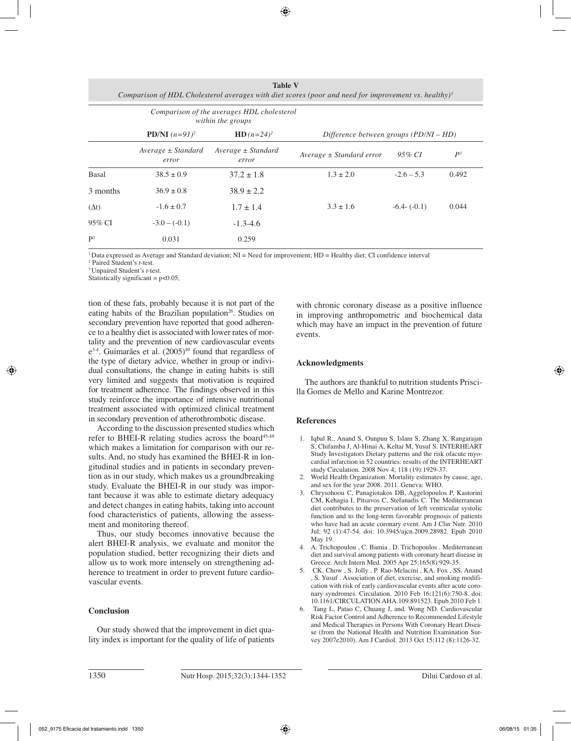**Table V**
*Comparison of HDL Cholesterol averages with diet scores (poor and need for improvement vs. healthy)*[1]

| | *Comparison of the averages HDL cholesterol within the groups* | | | | |
|---|---|---|---|---|---|
| | **PD/NI** *(n=91)*[2] | **HD** *(n=24)*[2] | *Difference between groups (PD/NI – HD)* | | |
| | *Average ± Standard error* | *Average ± Standard error* | *Average ± Standard error* | *95% CI* | *P*[3] |
| Basal | 38.5 ± 0.9 | 37.2 ± 1.8 | 1.3 ± 2.0 | -2.6 – 5.3 | 0.492 |
| 3 months | 36.9 ± 0.8 | 38.9 ± 2.2 | | | |
| (Δt) | -1.6 ± 0.7 | 1.7 ± 1.4 | 3.3 ± 1.6 | -6.4- (-0.1) | 0.044 |
| 95% CI | -3.0 – (-0.1) | -1.3-4.6 | | | |
| P[2] | 0.031 | 0.259 | | | |

[1] Data expressed as Average and Standard deviation; NI = Need for improvement; HD = Healthy diet; CI confidence interval
[2] Paired Student's *t*-test.
[3] Unpaired Student's *t*-test.
Statistically significant = p<0.05,

tion of these fats, probably because it is not part of the eating habits of the Brazilian population[26]. Studies on secondary prevention have reported that good adherence to a healthy diet is associated with lower rates of mortality and the prevention of new cardiovascular events e[3-4]. Guimarães et al. (2005)[49] found that regardless of the type of dietary advice, whether in group or individual consultations, the change in eating habits is still very limited and suggests that motivation is required for treatment adherence. The findings observed in this study reinforce the importance of intensive nutritional treatment associated with optimized clinical treatment in secondary prevention of atherothrombotic disease.

According to the discussion presented studies which refer to BHEI-R relating studies across the board[45-48] which makes a limitation for comparison with our results. And, no study has examined the BHEI-R in longitudinal studies and in patients in secondary prevention as in our study, which makes us a groundbreaking study. Evaluate the BHEI-R in our study was important because it was able to estimate dietary adequacy and detect changes in eating habits, taking into account food characteristics of patients, allowing the assessment and monitoring thereof.

Thus, our study becomes innovative because the alert BHEI-R analysis, we evaluate and monitor the population studied, better recognizing their diets and allow us to work more intensely on strengthening adherence to treatment in order to prevent future cardiovascular events.

## Conclusion

Our study showed that the improvement in diet quality index is important for the quality of life of patients with chronic coronary disease as a positive influence in improving anthropometric and biochemical data which may have an impact in the prevention of future events.

## Acknowledgments

The authors are thankful to nutrition students Priscilla Gomes de Mello and Karine Montrezor.

## References

1. Iqbal R., Anand S, Ounpuu S, Islam S, Zhang X, Rangarajan S, Chifamba J, Al-Hinai A, Keltai M, Yusuf S. INTERHEART Study Investigators Dietary patterns and the risk ofacute myocardial infarction in 52 countries: results of the INTERHEART study Circulation. 2008 Nov 4; 118 (19):1929-37.
2. World Health Organization. Mortality estimates by cause, age, and sex for the year 2008. 2011. Geneva: WHO.
3. Chrysohoou C, Panagiotakos DB, Aggelopoulos P, Kastorini CM, Kehagia I, Pitsavos C, Stefanadis C. The Mediterranean diet contributes to the preservation of left ventricular systolic function and to the long-term favorable prognosis of patients who have had an acute coronary event. Am J Clin Nutr. 2010 Jul; 92 (1):47-54. doi: 10.3945/ajcn.2009.28982. Epub 2010 May 19.
4. A. Trichopoulou , C. Bamia , D. Trichopoulos . Mediterranean diet and survival among patients with coronary heart disease in Greece. Arch Intern Med. 2005 Apr 25;165(8):929-35.
5. CK. Chow , S. Jolly , P. Rao-Melacini , KA. Fox , SS. Anand , S. Yusuf . Association of diet, exercise, and smoking modification with risk of early cardiovascular events after acute coronary syndromes. Circulation. 2010 Feb 16;121(6):750-8. doi: 10.1161/CIRCULATION AHA.109.891523. Epub 2010 Feb 1.
6. Tang L, Patao C, Chuang J, and. Wong ND. Cardiovascular Risk Factor Control and Adherence to Recommended Lifestyle and Medical Therapies in Persons With Coronary Heart Disease (from the National Health and Nutrition Examination Survey 2007e2010). Am J Cardiol. 2013 Oct 15;112 (8):1126-32.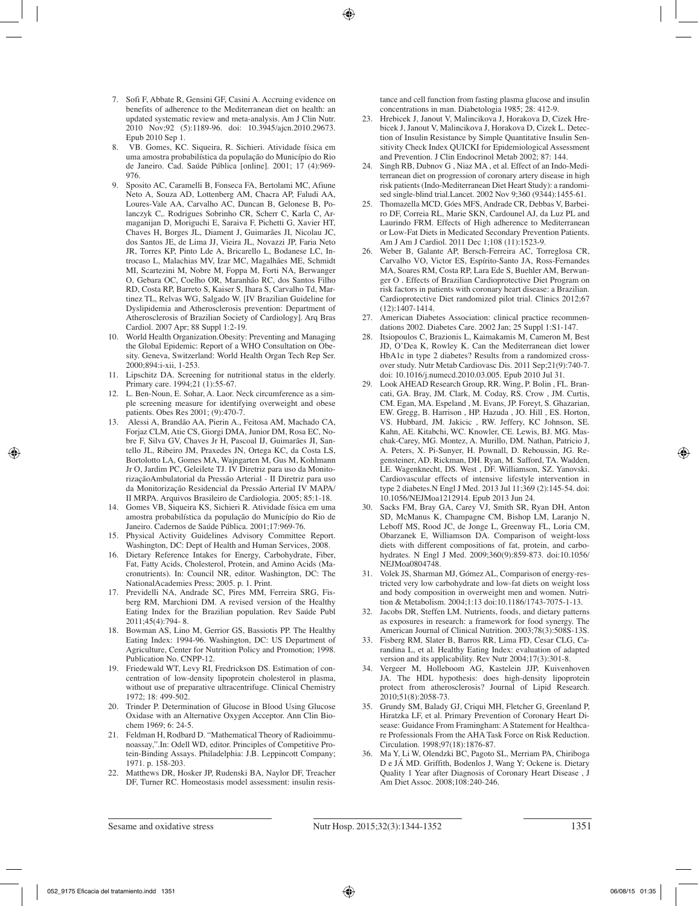7. Sofi F, Abbate R, Gensini GF, Casini A. Accruing evidence on benefits of adherence to the Mediterranean diet on health: an updated systematic review and meta-analysis. Am J Clin Nutr. 2010 Nov;92 (5):1189-96. doi: 10.3945/ajcn.2010.29673. Epub 2010 Sep 1.
8. VB. Gomes, KC. Siqueira, R. Sichieri. Atividade física em uma amostra probabilística da população do Município do Rio de Janeiro. Cad. Saúde Pública [online]. 2001; 17 (4):969-976.
9. Sposito AC, Caramelli B, Fonseca FA, Bertolami MC, Afiune Neto A, Souza AD, Lottenberg AM, Chacra AP, Faludi AA, Loures-Vale AA, Carvalho AC, Duncan B, Gelonese B, Polanczyk C,. Rodrigues Sobrinho CR, Scherr C, Karla C, Armaganijan D, Moriguchi E, Saraiva F, Pichetti G, Xavier HT, Chaves H, Borges JL, Diament J, Guimarães JI, Nicolau JC, dos Santos JE, de Lima JJ, Vieira JL, Novazzi JP, Faria Neto JR, Torres KP, Pinto Lde A, Bricarello L, Bodanese LC, Introcaso L, Malachias MV, Izar MC, Magalhães ME, Schmidt MI, Scartezini M, Nobre M, Foppa M, Forti NA, Berwanger O, Gebara OC, Coelho OR, Maranhão RC, dos Santos Filho RD, Costa RP, Barreto S, Kaiser S, Ihara S, Carvalho Td, Martinez TL, Relvas WG, Salgado W. [IV Brazilian Guideline for Dyslipidemia and Atherosclerosis prevention: Department of Atherosclerosis of Brazilian Society of Cardiology]. Arq Bras Cardiol. 2007 Apr; 88 Suppl 1:2-19.
10. World Health Organization.Obesity: Preventing and Managing the Global Epidemic: Report of a WHO Consultation on Obesity. Geneva, Switzerland: World Health Organ Tech Rep Ser. 2000;894:i-xii, 1-253.
11. Lipschitz DA. Screening for nutritional status in the elderly. Primary care. 1994;21 (1):55-67.
12. L. Ben-Noun, E. Sohar, A. Laor. Neck circumference as a simple screening measure for identifying overweight and obese patients. Obes Res 2001; (9):470-7.
13. Alessi A, Brandão AA, Pierin A., Feitosa AM, Machado CA, Forjaz CLM, Atie CS, Giorgi DMA, Junior DM, Rosa EC, Nobre F, Silva GV, Chaves Jr H, Pascoal IJ, Guimarães JI, Santello JL, Ribeiro JM, Praxedes JN, Ortega KC, da Costa LS, Bortolotto LA, Gomes MA, Wajngarten M, Gus M, Kohlmann Jr O, Jardim PC, Geleilete TJ. IV Diretriz para uso da Monitorização Ambulatorial da Pressão Arterial - II Diretriz para uso da Monitorização Residencial da Pressão Arterial IV MAPA/II MRPA. Arquivos Brasileiro de Cardiologia. 2005; 85:1-18.
14. Gomes VB, Siqueira KS, Sichieri R. Atividade física em uma amostra probabilística da população do Município do Rio de Janeiro. Cadernos de Saúde Pública. 2001;17:969-76.
15. Physical Activity Guidelines Advisory Committee Report. Washington, DC: Dept of Health and Human Services, 2008.
16. Dietary Reference Intakes for Energy, Carbohydrate, Fiber, Fat, Fatty Acids, Cholesterol, Protein, and Amino Acids (Macronutrients). In: Council NR, editor. Washington, DC: The NationalAcademies Press; 2005. p. 1. Print.
17. Previdelli NA, Andrade SC, Pires MM, Ferreira SRG, Fisberg RM, Marchioni DM. A revised version of the Healthy Eating Index for the Brazilian population. Rev Saúde Publ 2011;45(4):794- 8.
18. Bowman AS, Lino M, Gerrior GS, Bassiotis PP. The Healthy Eating Index: 1994-96. Washington, DC: US Department of Agriculture, Center for Nutrition Policy and Promotion; 1998. Publication No. CNPP-12.
19. Friedewald WT, Levy RI, Fredrickson DS. Estimation of concentration of low-density lipoprotein cholesterol in plasma, without use of preparative ultracentrifuge. Clinical Chemistry 1972; 18: 499-502.
20. Trinder P. Determination of Glucose in Blood Using Glucose Oxidase with an Alternative Oxygen Acceptor. Ann Clin Biochem 1969; 6: 24-5.
21. Feldman H, Rodbard D. "Mathematical Theory of Radioimmunoassay,".In: Odell WD, editor. Principles of Competitive Protein-Binding Assays. Philadelphia: J.B. Leppincott Company; 1971. p. 158-203.
22. Matthews DR, Hosker JP, Rudenski BA, Naylor DF, Treacher DF, Turner RC. Homeostasis model assessment: insulin resistance and cell function from fasting plasma glucose and insulin concentrations in man. Diabetologia 1985; 28: 412-9.
23. Hrebicek J, Janout V, Malincikova J, Horakova D, Cizek Hrebicek J, Janout V, Malincikova J, Horakova D, Cizek L. Detection of Insulin Resistance by Simple Quantitative Insulin Sensitivity Check Index QUICKI for Epidemiological Assessment and Prevention. J Clin Endocrinol Metab 2002; 87: 144.
24. Singh RB, Dubnov G , Niaz MA , et al. Effect of an Indo-Mediterranean diet on progression of coronary artery disease in high risk patients (Indo-Mediterranean Diet Heart Study): a randomised single-blind trial.Lancet. 2002 Nov 9;360 (9344):1455-61.
25. Thomazella MCD, Góes MFS, Andrade CR, Debbas V, Barbeiro DF, Correia RL, Marie SKN, Cardounel AJ, da Luz PL and Laurindo FRM. Effects of High adherence to Mediterranean or Low-Fat Diets in Medicated Secondary Prevention Patients. Am J Am J Cardiol. 2011 Dec 1;108 (11):1523-9.
26. Weber B, Galante AP, Bersch-Ferreira AC, Torreglosa CR, Carvalho VO, Victor ES, Espírito-Santo JA, Ross-Fernandes MA, Soares RM, Costa RP, Lara Ede S, Buehler AM, Berwanger O . Effects of Brazilian Cardioprotective Diet Program on risk factors in patients with coronary heart disease: a Brazilian. Cardioprotective Diet randomized pilot trial. Clinics 2012;67 (12):1407-1414.
27. American Diabetes Association: clinical practice recommendations 2002. Diabetes Care. 2002 Jan; 25 Suppl 1:S1-147.
28. Itsiopoulos C, Brazionis L, Kaimakamis M, Cameron M, Best JD, O'Dea K, Rowley K. Can the Mediterranean diet lower HbA1c in type 2 diabetes? Results from a randomized crossover study. Nutr Metab Cardiovasc Dis. 2011 Sep;21(9):740-7. doi: 10.1016/j.numecd.2010.03.005. Epub 2010 Jul 31.
29. Look AHEAD Research Group, RR. Wing, P. Bolin , FL. Brancati, GA. Bray, JM. Clark, M. Coday, RS. Crow , JM. Curtis, CM. Egan, MA. Espeland , M. Evans, JP. Foreyt, S. Ghazarian, EW. Gregg, B. Harrison , HP. Hazuda , JO. Hill , ES. Horton, VS. Hubbard, JM. Jakicic , RW. Jeffery, KC Johnson, SE. Kahn, AE. Kitabchi, WC. Knowler, CE. Lewis, BJ. MG. Maschak-Carey, MG. Montez, A. Murillo, DM. Nathan, Patricio J, A. Peters, X. Pi-Sunyer, H. Pownall, D. Reboussin, JG. Regensteiner, AD. Rickman, DH. Ryan, M. Safford, TA. Wadden, LE. Wagenknecht, DS. West , DF. Williamson, SZ. Yanovski. Cardiovascular effects of intensive lifestyle intervention in type 2 diabetes.N Engl J Med. 2013 Jul 11;369 (2):145-54. doi: 10.1056/NEJMoa1212914. Epub 2013 Jun 24.
30. Sacks FM, Bray GA, Carey VJ, Smith SR, Ryan DH, Anton SD, McManus K, Champagne CM, Bishop LM, Laranjo N, Leboff MS, Rood JC, de Jonge L, Greenway FL, Loria CM, Obarzanek E, Williamson DA. Comparison of weight-loss diets with different compositions of fat, protein, and carbohydrates. N Engl J Med. 2009;360(9):859-873. doi:10.1056/NEJMoa0804748.
31. Volek JS, Sharman MJ, Gómez AL, Comparison of energy-restricted very low carbohydrate and low-fat diets on weight loss and body composition in overweight men and women. Nutrition & Metabolism. 2004;1:13 doi:10.1186/1743-7075-1-13.
32. Jacobs DR, Steffen LM. Nutrients, foods, and dietary patterns as exposures in research: a framework for food synergy. The American Journal of Clinical Nutrition. 2003;78(3):508S-13S.
33. Fisberg RM, Slater B, Barros RR, Lima FD, Cesar CLG, Carandina L, et al. Healthy Eating Index: evaluation of adapted version and its applicability. Rev Nutr 2004;17(3):301-8.
34. Vergeer M, Holleboom AG, Kastelein JJP, Kuivenhoven JA. The HDL hypothesis: does high-density lipoprotein protect from atherosclerosis? Journal of Lipid Research. 2010;51(8):2058-73.
35. Grundy SM, Balady GJ, Criqui MH, Fletcher G, Greenland P, Hiratzka LF, et al. Primary Prevention of Coronary Heart Disease: Guidance From Framingham: A Statement for Healthcare Professionals From the AHA Task Force on Risk Reduction. Circulation. 1998;97(18):1876-87.
36. Ma Y, Li W, Olendzki BC, Pagoto SL, Merriam PA, Chiriboga D e JÁ MD. Griffith, Bodenlos J, Wang Y; Ockene is. Dietary Quality 1 Year after Diagnosis of Coronary Heart Disease , J Am Diet Assoc. 2008;108:240-246.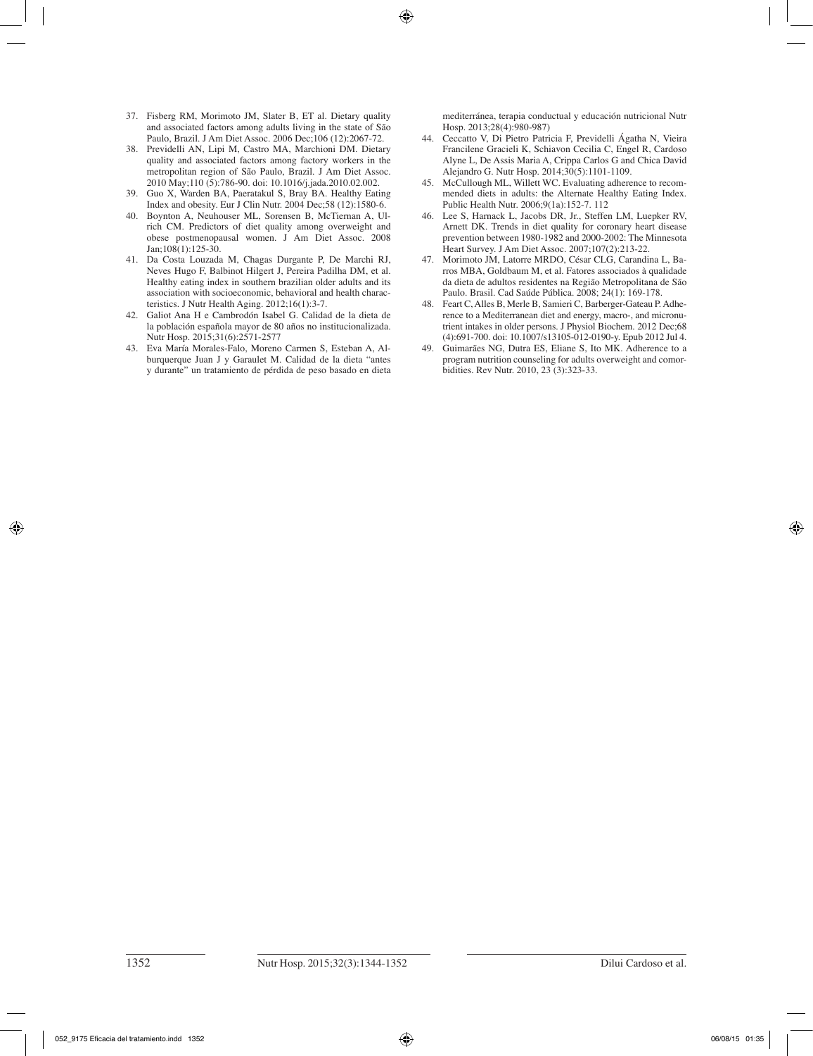37. Fisberg RM, Morimoto JM, Slater B, ET al. Dietary quality and associated factors among adults living in the state of São Paulo, Brazil. J Am Diet Assoc. 2006 Dec;106 (12):2067-72.
38. Previdelli AN, Lipi M, Castro MA, Marchioni DM. Dietary quality and associated factors among factory workers in the metropolitan region of São Paulo, Brazil. J Am Diet Assoc. 2010 May;110 (5):786-90. doi: 10.1016/j.jada.2010.02.002.
39. Guo X, Warden BA, Paeratakul S, Bray BA. Healthy Eating Index and obesity. Eur J Clin Nutr. 2004 Dec;58 (12):1580-6.
40. Boynton A, Neuhouser ML, Sorensen B, McTiernan A, Ulrich CM. Predictors of diet quality among overweight and obese postmenopausal women. J Am Diet Assoc. 2008 Jan;108(1):125-30.
41. Da Costa Louzada M, Chagas Durgante P, De Marchi RJ, Neves Hugo F, Balbinot Hilgert J, Pereira Padilha DM, et al. Healthy eating index in southern brazilian older adults and its association with socioeconomic, behavioral and health characteristics. J Nutr Health Aging. 2012;16(1):3-7.
42. Galiot Ana H e Cambrodón Isabel G. Calidad de la dieta de la población española mayor de 80 años no institucionalizada. Nutr Hosp. 2015;31(6):2571-2577
43. Eva María Morales-Falo, Moreno Carmen S, Esteban A, Alburquerque Juan J y Garaulet M. Calidad de la dieta "antes y durante" un tratamiento de pérdida de peso basado en dieta mediterránea, terapia conductual y educación nutricional Nutr Hosp. 2013;28(4):980-987)
44. Ceccatto V, Di Pietro Patricia F, Previdelli Ágatha N, Vieira Francilene Gracieli K, Schiavon Cecilia C, Engel R, Cardoso Alyne L, De Assis Maria A, Crippa Carlos G and Chica David Alejandro G. Nutr Hosp. 2014;30(5):1101-1109.
45. McCullough ML, Willett WC. Evaluating adherence to recommended diets in adults: the Alternate Healthy Eating Index. Public Health Nutr. 2006;9(1a):152-7. 112
46. Lee S, Harnack L, Jacobs DR, Jr., Steffen LM, Luepker RV, Arnett DK. Trends in diet quality for coronary heart disease prevention between 1980-1982 and 2000-2002: The Minnesota Heart Survey. J Am Diet Assoc. 2007;107(2):213-22.
47. Morimoto JM, Latorre MRDO, César CLG, Carandina L, Barros MBA, Goldbaum M, et al. Fatores associados à qualidade da dieta de adultos residentes na Região Metropolitana de São Paulo. Brasil. Cad Saúde Pública. 2008; 24(1): 169-178.
48. Feart C, Alles B, Merle B, Samieri C, Barberger-Gateau P. Adherence to a Mediterranean diet and energy, macro-, and micronutrient intakes in older persons. J Physiol Biochem. 2012 Dec;68 (4):691-700. doi: 10.1007/s13105-012-0190-y. Epub 2012 Jul 4.
49. Guimarães NG, Dutra ES, Eliane S, Ito MK. Adherence to a program nutrition counseling for adults overweight and comorbidities. Rev Nutr. 2010, 23 (3):323-33.